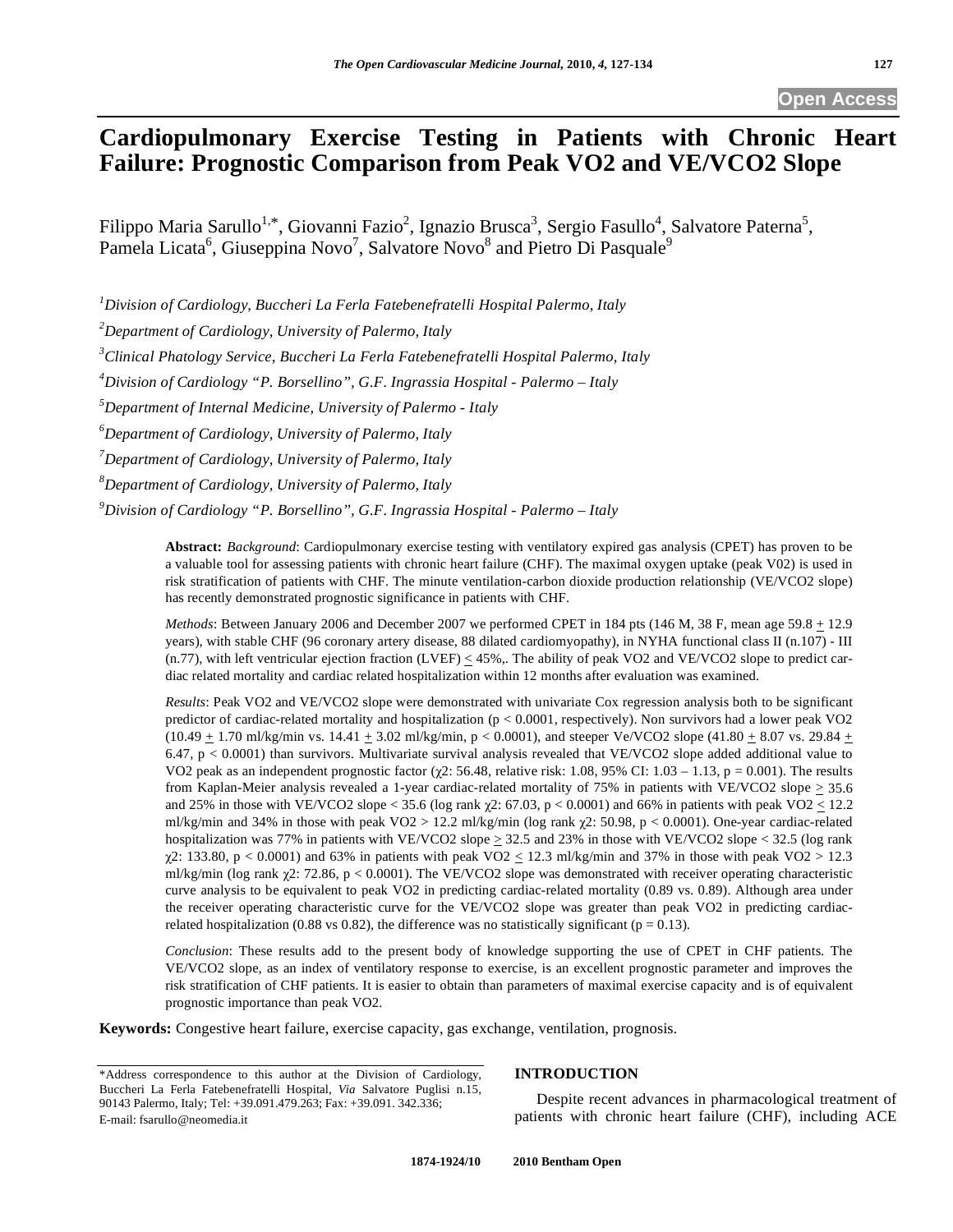Open Access

# Cardiopulmonary Exercise Testing in Patients with Chronic Heart Failure: Prognostic Comparison from Peak VO2 and VE/VCO2 Slope

Filippo Maria Sarullo[1,*], Giovanni Fazio[2], Ignazio Brusca[3], Sergio Fasullo[4], Salvatore Paterna[5], Pamela Licata[6], Giuseppina Novo[7], Salvatore Novo[8] and Pietro Di Pasquale[9]

[1]*Division of Cardiology, Buccheri La Ferla Fatebenefratelli Hospital Palermo, Italy*

[2]*Department of Cardiology, University of Palermo, Italy*

[3]*Clinical Phatology Service, Buccheri La Ferla Fatebenefratelli Hospital Palermo, Italy*

[4]*Division of Cardiology "P. Borsellino", G.F. Ingrassia Hospital - Palermo – Italy*

[5]*Department of Internal Medicine, University of Palermo - Italy*

[6]*Department of Cardiology, University of Palermo, Italy*

[7]*Department of Cardiology, University of Palermo, Italy*

[8]*Department of Cardiology, University of Palermo, Italy*

[9]*Division of Cardiology "P. Borsellino", G.F. Ingrassia Hospital - Palermo – Italy*

**Abstract:** *Background*: Cardiopulmonary exercise testing with ventilatory expired gas analysis (CPET) has proven to be a valuable tool for assessing patients with chronic heart failure (CHF). The maximal oxygen uptake (peak V02) is used in risk stratification of patients with CHF. The minute ventilation-carbon dioxide production relationship (VE/VCO2 slope) has recently demonstrated prognostic significance in patients with CHF.

*Methods*: Between January 2006 and December 2007 we performed CPET in 184 pts (146 M, 38 F, mean age 59.8 $\pm$ 12.9 years), with stable CHF (96 coronary artery disease, 88 dilated cardiomyopathy), in NYHA functional class II (n.107) - III (n.77), with left ventricular ejection fraction (LVEF) $\leq$ 45%,. The ability of peak VO2 and VE/VCO2 slope to predict cardiac related mortality and cardiac related hospitalization within 12 months after evaluation was examined.

*Results*: Peak VO2 and VE/VCO2 slope were demonstrated with univariate Cox regression analysis both to be significant predictor of cardiac-related mortality and hospitalization ($p < 0.0001$, respectively). Non survivors had a lower peak VO2 (10.49 $\pm$ 1.70 ml/kg/min vs. 14.41 $\pm$ 3.02 ml/kg/min, $p < 0.0001$), and steeper Ve/VCO2 slope (41.80 $\pm$ 8.07 vs. 29.84 $\pm$ 6.47, $p < 0.0001$) than survivors. Multivariate survival analysis revealed that VE/VCO2 slope added additional value to VO2 peak as an independent prognostic factor ($\chi^2$: 56.48, relative risk: 1.08, 95% CI: 1.03 – 1.13, $p = 0.001$). The results from Kaplan-Meier analysis revealed a 1-year cardiac-related mortality of 75% in patients with VE/VCO2 slope $\geq$ 35.6 and 25% in those with VE/VCO2 slope < 35.6 (log rank $\chi^2$: 67.03, $p < 0.0001$) and 66% in patients with peak VO2 $\leq$ 12.2 ml/kg/min and 34% in those with peak VO2 > 12.2 ml/kg/min (log rank $\chi^2$: 50.98, $p < 0.0001$). One-year cardiac-related hospitalization was 77% in patients with VE/VCO2 slope $\geq$ 32.5 and 23% in those with VE/VCO2 slope < 32.5 (log rank $\chi^2$: 133.80, $p < 0.0001$) and 63% in patients with peak VO2 $\leq$ 12.3 ml/kg/min and 37% in those with peak VO2 > 12.3 ml/kg/min (log rank $\chi^2$: 72.86, $p < 0.0001$). The VE/VCO2 slope was demonstrated with receiver operating characteristic curve analysis to be equivalent to peak VO2 in predicting cardiac-related mortality (0.89 vs. 0.89). Although area under the receiver operating characteristic curve for the VE/VCO2 slope was greater than peak VO2 in predicting cardiac-related hospitalization (0.88 vs 0.82), the difference was no statistically significant ($p = 0.13$).

*Conclusion*: These results add to the present body of knowledge supporting the use of CPET in CHF patients. The VE/VCO2 slope, as an index of ventilatory response to exercise, is an excellent prognostic parameter and improves the risk stratification of CHF patients. It is easier to obtain than parameters of maximal exercise capacity and is of equivalent prognostic importance than peak VO2.

**Keywords:** Congestive heart failure, exercise capacity, gas exchange, ventilation, prognosis.

*Address correspondence to this author at the Division of Cardiology, Buccheri La Ferla Fatebenefratelli Hospital, *Via* Salvatore Puglisi n.15, 90143 Palermo, Italy; Tel: +39.091.479.263; Fax: +39.091. 342.336; E-mail: fsarullo@neomedia.it

## INTRODUCTION

Despite recent advances in pharmacological treatment of patients with chronic heart failure (CHF), including ACE

1874-1924/10 2010 Bentham Open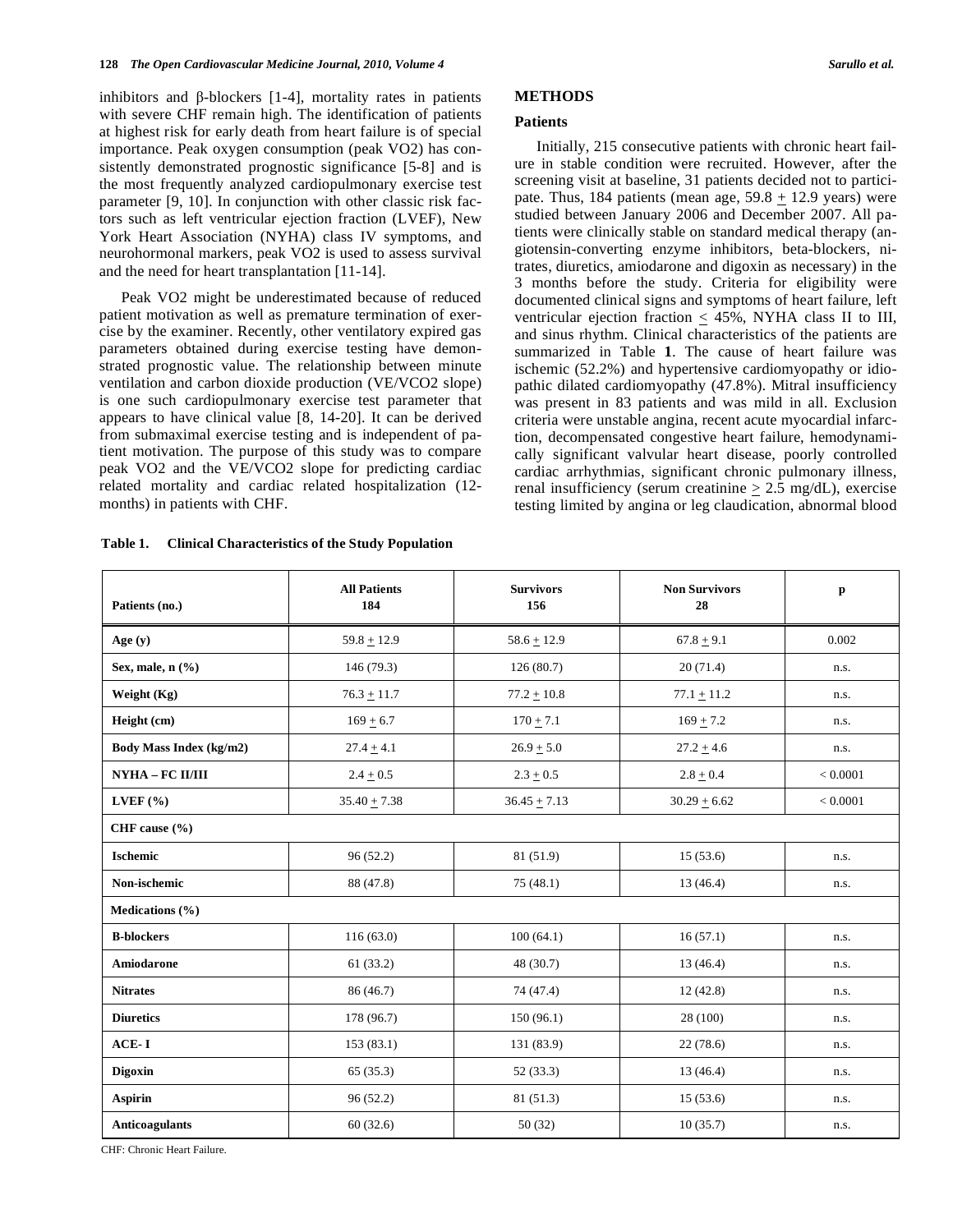inhibitors and β-blockers [1-4], mortality rates in patients with severe CHF remain high. The identification of patients at highest risk for early death from heart failure is of special importance. Peak oxygen consumption (peak VO2) has consistently demonstrated prognostic significance [5-8] and is the most frequently analyzed cardiopulmonary exercise test parameter [9, 10]. In conjunction with other classic risk factors such as left ventricular ejection fraction (LVEF), New York Heart Association (NYHA) class IV symptoms, and neurohormonal markers, peak VO2 is used to assess survival and the need for heart transplantation [11-14].

Peak VO2 might be underestimated because of reduced patient motivation as well as premature termination of exercise by the examiner. Recently, other ventilatory expired gas parameters obtained during exercise testing have demonstrated prognostic value. The relationship between minute ventilation and carbon dioxide production (VE/VCO2 slope) is one such cardiopulmonary exercise test parameter that appears to have clinical value [8, 14-20]. It can be derived from submaximal exercise testing and is independent of patient motivation. The purpose of this study was to compare peak VO2 and the VE/VCO2 slope for predicting cardiac related mortality and cardiac related hospitalization (12-months) in patients with CHF.

## METHODS

### Patients

Initially, 215 consecutive patients with chronic heart failure in stable condition were recruited. However, after the screening visit at baseline, 31 patients decided not to participate. Thus, 184 patients (mean age, 59.8 ± 12.9 years) were studied between January 2006 and December 2007. All patients were clinically stable on standard medical therapy (angiotensin-converting enzyme inhibitors, beta-blockers, nitrates, diuretics, amiodarone and digoxin as necessary) in the 3 months before the study. Criteria for eligibility were documented clinical signs and symptoms of heart failure, left ventricular ejection fraction ≤ 45%, NYHA class II to III, and sinus rhythm. Clinical characteristics of the patients are summarized in Table **1**. The cause of heart failure was ischemic (52.2%) and hypertensive cardiomyopathy or idiopathic dilated cardiomyopathy (47.8%). Mitral insufficiency was present in 83 patients and was mild in all. Exclusion criteria were unstable angina, recent acute myocardial infarction, decompensated congestive heart failure, hemodynamically significant valvular heart disease, poorly controlled cardiac arrhythmias, significant chronic pulmonary illness, renal insufficiency (serum creatinine ≥ 2.5 mg/dL), exercise testing limited by angina or leg claudication, abnormal blood

**Table 1. Clinical Characteristics of the Study Population**

| Patients (no.) | All Patients 184 | Survivors 156 | Non Survivors 28 | p |
|---|---|---|---|---|
| **Age (y)** | 59.8 ± 12.9 | 58.6 ± 12.9 | 67.8 ± 9.1 | 0.002 |
| **Sex, male, n (%)** | 146 (79.3) | 126 (80.7) | 20 (71.4) | n.s. |
| **Weight (Kg)** | 76.3 ± 11.7 | 77.2 ± 10.8 | 77.1 ± 11.2 | n.s. |
| **Height (cm)** | 169 ± 6.7 | 170 ± 7.1 | 169 ± 7.2 | n.s. |
| **Body Mass Index (kg/m2)** | 27.4 ± 4.1 | 26.9 ± 5.0 | 27.2 ± 4.6 | n.s. |
| **NYHA – FC II/III** | 2.4 ± 0.5 | 2.3 ± 0.5 | 2.8 ± 0.4 | < 0.0001 |
| **LVEF (%)** | 35.40 ± 7.38 | 36.45 ± 7.13 | 30.29 ± 6.62 | < 0.0001 |
| **CHF cause (%)** | | | | |
| **Ischemic** | 96 (52.2) | 81 (51.9) | 15 (53.6) | n.s. |
| **Non-ischemic** | 88 (47.8) | 75 (48.1) | 13 (46.4) | n.s. |
| **Medications (%)** | | | | |
| **B-blockers** | 116 (63.0) | 100 (64.1) | 16 (57.1) | n.s. |
| **Amiodarone** | 61 (33.2) | 48 (30.7) | 13 (46.4) | n.s. |
| **Nitrates** | 86 (46.7) | 74 (47.4) | 12 (42.8) | n.s. |
| **Diuretics** | 178 (96.7) | 150 (96.1) | 28 (100) | n.s. |
| **ACE- I** | 153 (83.1) | 131 (83.9) | 22 (78.6) | n.s. |
| **Digoxin** | 65 (35.3) | 52 (33.3) | 13 (46.4) | n.s. |
| **Aspirin** | 96 (52.2) | 81 (51.3) | 15 (53.6) | n.s. |
| **Anticoagulants** | 60 (32.6) | 50 (32) | 10 (35.7) | n.s. |

CHF: Chronic Heart Failure.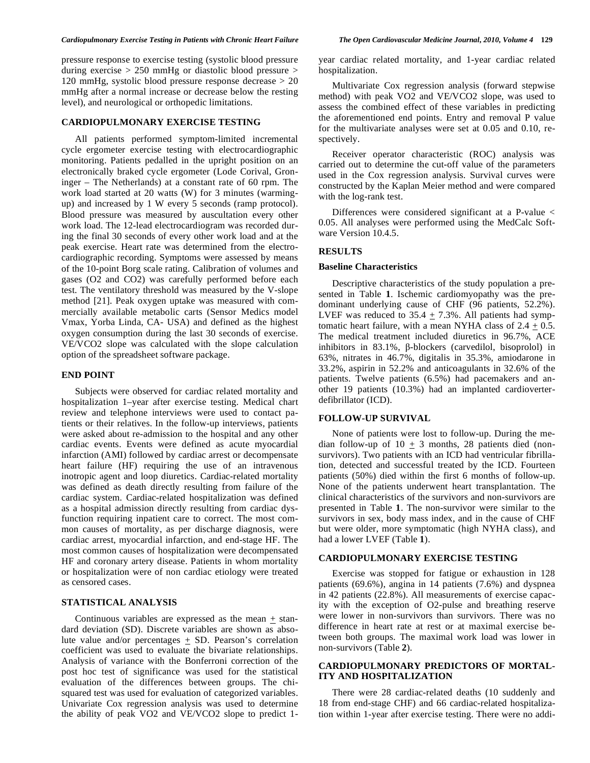pressure response to exercise testing (systolic blood pressure during exercise > 250 mmHg or diastolic blood pressure > 120 mmHg, systolic blood pressure response decrease > 20 mmHg after a normal increase or decrease below the resting level), and neurological or orthopedic limitations.

## CARDIOPULMONARY EXERCISE TESTING

All patients performed symptom-limited incremental cycle ergometer exercise testing with electrocardiographic monitoring. Patients pedalled in the upright position on an electronically braked cycle ergometer (Lode Corival, Groninger – The Netherlands) at a constant rate of 60 rpm. The work load started at 20 watts (W) for 3 minutes (warming-up) and increased by 1 W every 5 seconds (ramp protocol). Blood pressure was measured by auscultation every other work load. The 12-lead electrocardiogram was recorded during the final 30 seconds of every other work load and at the peak exercise. Heart rate was determined from the electrocardiographic recording. Symptoms were assessed by means of the 10-point Borg scale rating. Calibration of volumes and gases ($O_2$ and $CO_2$) was carefully performed before each test. The ventilatory threshold was measured by the V-slope method [21]. Peak oxygen uptake was measured with commercially available metabolic carts (Sensor Medics model Vmax, Yorba Linda, CA- USA) and defined as the highest oxygen consumption during the last 30 seconds of exercise. VE/VCO2 slope was calculated with the slope calculation option of the spreadsheet software package.

## END POINT

Subjects were observed for cardiac related mortality and hospitalization 1–year after exercise testing. Medical chart review and telephone interviews were used to contact patients or their relatives. In the follow-up interviews, patients were asked about re-admission to the hospital and any other cardiac events. Events were defined as acute myocardial infarction (AMI) followed by cardiac arrest or decompensate heart failure (HF) requiring the use of an intravenous inotropic agent and loop diuretics. Cardiac-related mortality was defined as death directly resulting from failure of the cardiac system. Cardiac-related hospitalization was defined as a hospital admission directly resulting from cardiac dysfunction requiring inpatient care to correct. The most common causes of mortality, as per discharge diagnosis, were cardiac arrest, myocardial infarction, and end-stage HF. The most common causes of hospitalization were decompensated HF and coronary artery disease. Patients in whom mortality or hospitalization were of non cardiac etiology were treated as censored cases.

## STATISTICAL ANALYSIS

Continuous variables are expressed as the mean $\pm$ standard deviation (SD). Discrete variables are shown as absolute value and/or percentages $\pm$ SD. Pearson's correlation coefficient was used to evaluate the bivariate relationships. Analysis of variance with the Bonferroni correction of the post hoc test of significance was used for the statistical evaluation of the differences between groups. The chi-squared test was used for evaluation of categorized variables. Univariate Cox regression analysis was used to determine the ability of peak VO2 and VE/VCO2 slope to predict 1-year cardiac related mortality, and 1-year cardiac related hospitalization.

Multivariate Cox regression analysis (forward stepwise method) with peak VO2 and VE/VCO2 slope, was used to assess the combined effect of these variables in predicting the aforementioned end points. Entry and removal P value for the multivariate analyses were set at 0.05 and 0.10, respectively.

Receiver operator characteristic (ROC) analysis was carried out to determine the cut-off value of the parameters used in the Cox regression analysis. Survival curves were constructed by the Kaplan Meier method and were compared with the log-rank test.

Differences were considered significant at a P-value < 0.05. All analyses were performed using the MedCalc Software Version 10.4.5.

## RESULTS

### Baseline Characteristics

Descriptive characteristics of the study population a presented in Table **1**. Ischemic cardiomyopathy was the predominant underlying cause of CHF (96 patients, 52.2%). LVEF was reduced to 35.4 $\pm$ 7.3%. All patients had symptomatic heart failure, with a mean NYHA class of 2.4 $\pm$ 0.5. The medical treatment included diuretics in 96.7%, ACE inhibitors in 83.1%, β-blockers (carvedilol, bisoprolol) in 63%, nitrates in 46.7%, digitalis in 35.3%, amiodarone in 33.2%, aspirin in 52.2% and anticoagulants in 32.6% of the patients. Twelve patients (6.5%) had pacemakers and another 19 patients (10.3%) had an implanted cardioverter-defibrillator (ICD).

## FOLLOW-UP SURVIVAL

None of patients were lost to follow-up. During the median follow-up of 10 $\pm$ 3 months, 28 patients died (non-survivors). Two patients with an ICD had ventricular fibrillation, detected and successful treated by the ICD. Fourteen patients (50%) died within the first 6 months of follow-up. None of the patients underwent heart transplantation. The clinical characteristics of the survivors and non-survivors are presented in Table **1**. The non-survivor were similar to the survivors in sex, body mass index, and in the cause of CHF but were older, more symptomatic (high NYHA class), and had a lower LVEF (Table **1**).

## CARDIOPULMONARY EXERCISE TESTING

Exercise was stopped for fatigue or exhaustion in 128 patients (69.6%), angina in 14 patients (7.6%) and dyspnea in 42 patients (22.8%). All measurements of exercise capacity with the exception of O2-pulse and breathing reserve were lower in non-survivors than survivors. There was no difference in heart rate at rest or at maximal exercise between both groups. The maximal work load was lower in non-survivors (Table **2**).

## CARDIOPULMONARY PREDICTORS OF MORTALITY AND HOSPITALIZATION

There were 28 cardiac-related deaths (10 suddenly and 18 from end-stage CHF) and 66 cardiac-related hospitalization within 1-year after exercise testing. There were no addi-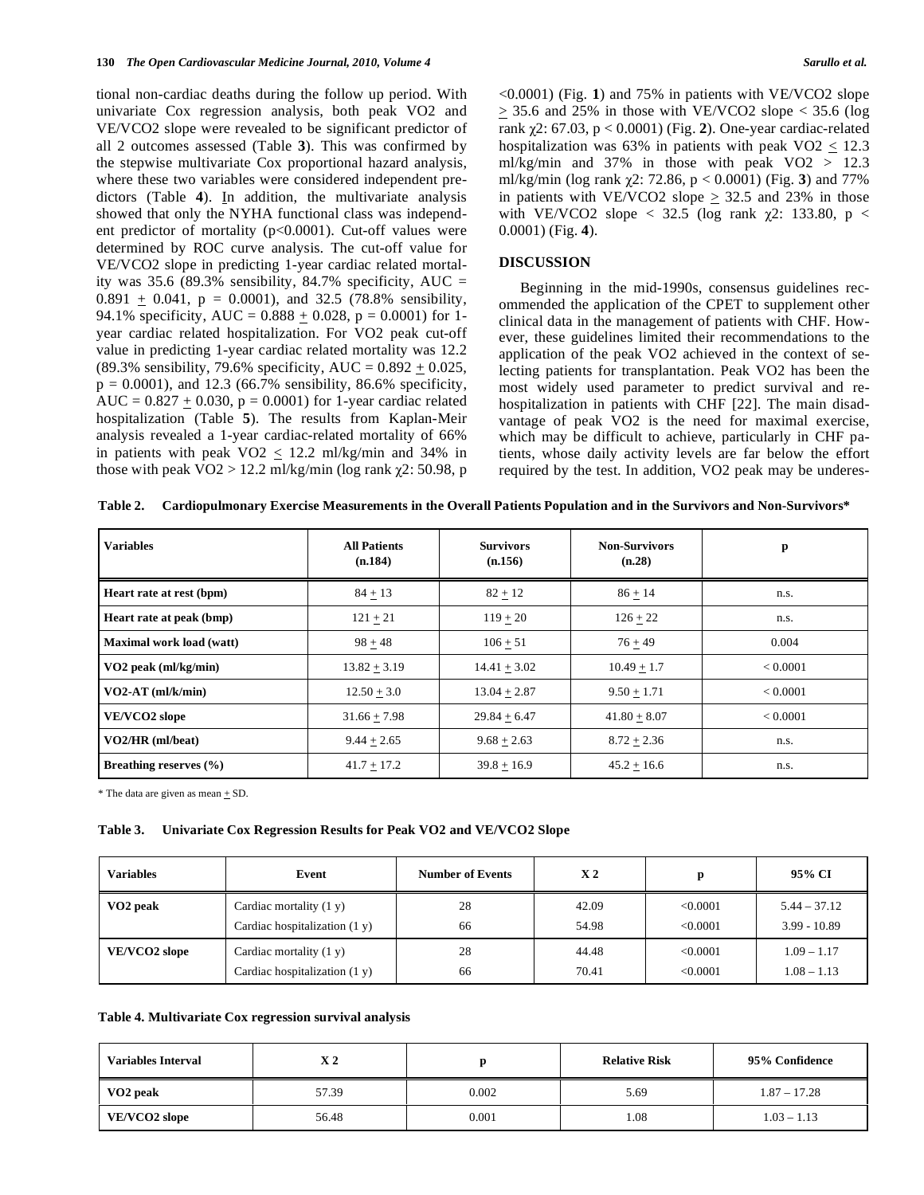tional non-cardiac deaths during the follow up period. With univariate Cox regression analysis, both peak VO2 and VE/VCO2 slope were revealed to be significant predictor of all 2 outcomes assessed (Table **3**). This was confirmed by the stepwise multivariate Cox proportional hazard analysis, where these two variables were considered independent predictors (Table **4**). In addition, the multivariate analysis showed that only the NYHA functional class was independent predictor of mortality (p<0.0001). Cut-off values were determined by ROC curve analysis. The cut-off value for VE/VCO2 slope in predicting 1-year cardiac related mortality was 35.6 (89.3% sensibility, 84.7% specificity, AUC = 0.891 ± 0.041, p = 0.0001), and 32.5 (78.8% sensibility, 94.1% specificity, AUC = 0.888 ± 0.028, p = 0.0001) for 1-year cardiac related hospitalization. For VO2 peak cut-off value in predicting 1-year cardiac related mortality was 12.2 (89.3% sensibility, 79.6% specificity, AUC = 0.892 ± 0.025, p = 0.0001), and 12.3 (66.7% sensibility, 86.6% specificity, AUC = 0.827 ± 0.030, p = 0.0001) for 1-year cardiac related hospitalization (Table **5**). The results from Kaplan-Meir analysis revealed a 1-year cardiac-related mortality of 66% in patients with peak VO2 ≤ 12.2 ml/kg/min and 34% in those with peak VO2 > 12.2 ml/kg/min (log rank $\chi 2$: 50.98, p <0.0001) (Fig. **1**) and 75% in patients with VE/VCO2 slope ≥ 35.6 and 25% in those with VE/VCO2 slope < 35.6 (log rank $\chi 2$: 67.03, p < 0.0001) (Fig. **2**). One-year cardiac-related hospitalization was 63% in patients with peak VO2 ≤ 12.3 ml/kg/min and 37% in those with peak VO2 > 12.3 ml/kg/min (log rank $\chi 2$: 72.86, p < 0.0001) (Fig. **3**) and 77% in patients with VE/VCO2 slope ≥ 32.5 and 23% in those with VE/VCO2 slope < 32.5 (log rank $\chi 2$: 133.80, p < 0.0001) (Fig. **4**).

## DISCUSSION

Beginning in the mid-1990s, consensus guidelines recommended the application of the CPET to supplement other clinical data in the management of patients with CHF. However, these guidelines limited their recommendations to the application of the peak VO2 achieved in the context of selecting patients for transplantation. Peak VO2 has been the most widely used parameter to predict survival and rehospitalization in patients with CHF [22]. The main disadvantage of peak VO2 is the need for maximal exercise, which may be difficult to achieve, particularly in CHF patients, whose daily activity levels are far below the effort required by the test. In addition, VO2 peak may be underes-

**Table 2. Cardiopulmonary Exercise Measurements in the Overall Patients Population and in the Survivors and Non-Survivors***

| Variables | All Patients (n.184) | Survivors (n.156) | Non-Survivors (n.28) | p |
|---|---|---|---|---|
| Heart rate at rest (bpm) | 84 ± 13 | 82 ± 12 | 86 ± 14 | n.s. |
| Heart rate at peak (bmp) | 121 ± 21 | 119 ± 20 | 126 ± 22 | n.s. |
| Maximal work load (watt) | 98 ± 48 | 106 ± 51 | 76 ± 49 | 0.004 |
| VO2 peak (ml/kg/min) | 13.82 ± 3.19 | 14.41 ± 3.02 | 10.49 ± 1.7 | < 0.0001 |
| VO2-AT (ml/k/min) | 12.50 ± 3.0 | 13.04 ± 2.87 | 9.50 ± 1.71 | < 0.0001 |
| VE/VCO2 slope | 31.66 ± 7.98 | 29.84 ± 6.47 | 41.80 ± 8.07 | < 0.0001 |
| VO2/HR (ml/beat) | 9.44 ± 2.65 | 9.68 ± 2.63 | 8.72 ± 2.36 | n.s. |
| Breathing reserves (%) | 41.7 ± 17.2 | 39.8 ± 16.9 | 45.2 ± 16.6 | n.s. |

* The data are given as mean ± SD.

**Table 3. Univariate Cox Regression Results for Peak VO2 and VE/VCO2 Slope**

| Variables | Event | Number of Events | X 2 | p | 95% CI |
|---|---|---|---|---|---|
| VO2 peak | Cardiac mortality (1 y) | 28 | 42.09 | <0.0001 | 5.44 – 37.12 |
| | Cardiac hospitalization (1 y) | 66 | 54.98 | <0.0001 | 3.99 - 10.89 |
| VE/VCO2 slope | Cardiac mortality (1 y) | 28 | 44.48 | <0.0001 | 1.09 – 1.17 |
| | Cardiac hospitalization (1 y) | 66 | 70.41 | <0.0001 | 1.08 – 1.13 |

**Table 4. Multivariate Cox regression survival analysis**

| Variables Interval | X 2 | p | Relative Risk | 95% Confidence |
|---|---|---|---|---|
| VO2 peak | 57.39 | 0.002 | 5.69 | 1.87 – 17.28 |
| VE/VCO2 slope | 56.48 | 0.001 | 1.08 | 1.03 – 1.13 |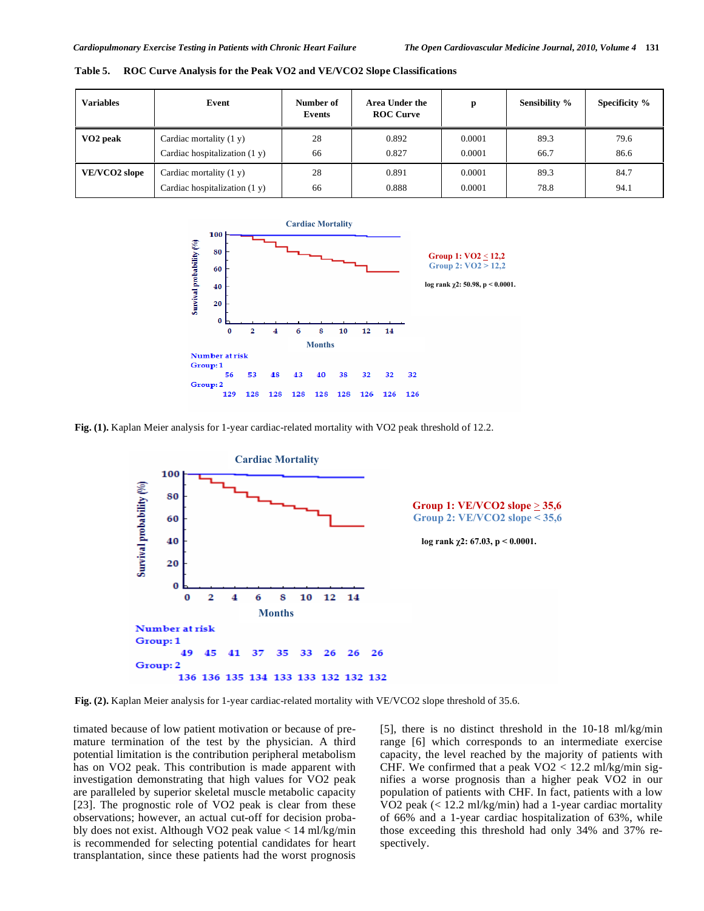**Table 5. ROC Curve Analysis for the Peak VO2 and VE/VCO2 Slope Classifications**

| Variables | Event | Number of Events | Area Under the ROC Curve | p | Sensibility % | Specificity % |
|---|---|---|---|---|---|---|
| **VO2 peak** | Cardiac mortality (1 y) | 28 | 0.892 | 0.0001 | 89.3 | 79.6 |
| | Cardiac hospitalization (1 y) | 66 | 0.827 | 0.0001 | 66.7 | 86.6 |
| **VE/VCO2 slope** | Cardiac mortality (1 y) | 28 | 0.891 | 0.0001 | 89.3 | 84.7 |
| | Cardiac hospitalization (1 y) | 66 | 0.888 | 0.0001 | 78.8 | 94.1 |

**Fig. (1).** Kaplan Meier analysis for 1-year cardiac-related mortality with VO2 peak threshold of 12.2.

**Fig. (2).** Kaplan Meier analysis for 1-year cardiac-related mortality with VE/VCO2 slope threshold of 35.6.

timated because of low patient motivation or because of premature termination of the test by the physician. A third potential limitation is the contribution peripheral metabolism has on VO2 peak. This contribution is made apparent with investigation demonstrating that high values for VO2 peak are paralleled by superior skeletal muscle metabolic capacity [23]. The prognostic role of VO2 peak is clear from these observations; however, an actual cut-off for decision probably does not exist. Although VO2 peak value < 14 ml/kg/min is recommended for selecting potential candidates for heart transplantation, since these patients had the worst prognosis [5], there is no distinct threshold in the 10-18 ml/kg/min range [6] which corresponds to an intermediate exercise capacity, the level reached by the majority of patients with CHF. We confirmed that a peak VO2 < 12.2 ml/kg/min signifies a worse prognosis than a higher peak VO2 in our population of patients with CHF. In fact, patients with a low VO2 peak (< 12.2 ml/kg/min) had a 1-year cardiac mortality of 66% and a 1-year cardiac hospitalization of 63%, while those exceeding this threshold had only 34% and 37% respectively.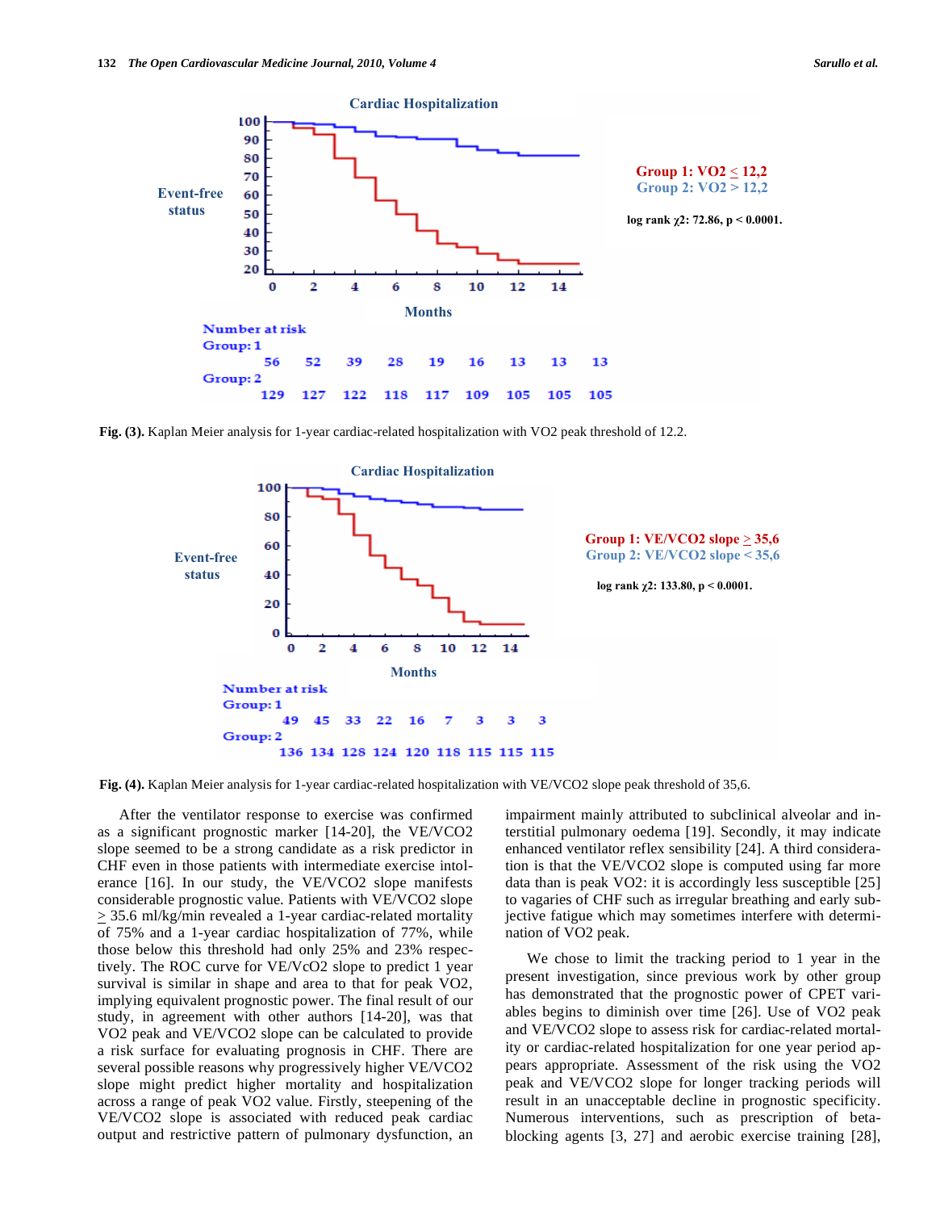Cardiac Hospitalization

| Number at risk | 0 | 2 | 4 | 6 | 8 | 10 | 12 | 14 | |
|---|---|---|---|---|---|---|---|---|---|
| Group: 1 | 56 | 52 | 39 | 28 | 19 | 16 | 13 | 13 | 13 |
| Group: 2 | 129 | 127 | 122 | 118 | 117 | 109 | 105 | 105 | 105 |

Group 1: VO2 ≤ 12,2
Group 2: VO2 > 12,2

log rank $\chi 2$: 72.86, $p < 0.0001$.

**Fig. (3).** Kaplan Meier analysis for 1-year cardiac-related hospitalization with VO2 peak threshold of 12.2.

Cardiac Hospitalization

| Number at risk | 0 | 2 | 4 | 6 | 8 | 10 | 12 | 14 | |
|---|---|---|---|---|---|---|---|---|---|
| Group: 1 | 49 | 45 | 33 | 22 | 16 | 7 | 3 | 3 | 3 |
| Group: 2 | 136 | 134 | 128 | 124 | 120 | 118 | 115 | 115 | 115 |

Group 1: VE/VCO2 slope ≥ 35,6
Group 2: VE/VCO2 slope < 35,6

log rank $\chi 2$: 133.80, $p < 0.0001$.

**Fig. (4).** Kaplan Meier analysis for 1-year cardiac-related hospitalization with VE/VCO2 slope peak threshold of 35,6.

After the ventilator response to exercise was confirmed as a significant prognostic marker [14-20], the VE/VCO2 slope seemed to be a strong candidate as a risk predictor in CHF even in those patients with intermediate exercise intolerance [16]. In our study, the VE/VCO2 slope manifests considerable prognostic value. Patients with VE/VCO2 slope ≥ 35.6 ml/kg/min revealed a 1-year cardiac-related mortality of 75% and a 1-year cardiac hospitalization of 77%, while those below this threshold had only 25% and 23% respectively. The ROC curve for VE/VcO2 slope to predict 1 year survival is similar in shape and area to that for peak VO2, implying equivalent prognostic power. The final result of our study, in agreement with other authors [14-20], was that VO2 peak and VE/VCO2 slope can be calculated to provide a risk surface for evaluating prognosis in CHF. There are several possible reasons why progressively higher VE/VCO2 slope might predict higher mortality and hospitalization across a range of peak VO2 value. Firstly, steepening of the VE/VCO2 slope is associated with reduced peak cardiac output and restrictive pattern of pulmonary dysfunction, an impairment mainly attributed to subclinical alveolar and interstitial pulmonary oedema [19]. Secondly, it may indicate enhanced ventilator reflex sensibility [24]. A third consideration is that the VE/VCO2 slope is computed using far more data than is peak VO2: it is accordingly less susceptible [25] to vagaries of CHF such as irregular breathing and early subjective fatigue which may sometimes interfere with determination of VO2 peak.

We chose to limit the tracking period to 1 year in the present investigation, since previous work by other group has demonstrated that the prognostic power of CPET variables begins to diminish over time [26]. Use of VO2 peak and VE/VCO2 slope to assess risk for cardiac-related mortality or cardiac-related hospitalization for one year period appears appropriate. Assessment of the risk using the VO2 peak and VE/VCO2 slope for longer tracking periods will result in an unacceptable decline in prognostic specificity. Numerous interventions, such as prescription of beta-blocking agents [3, 27] and aerobic exercise training [28],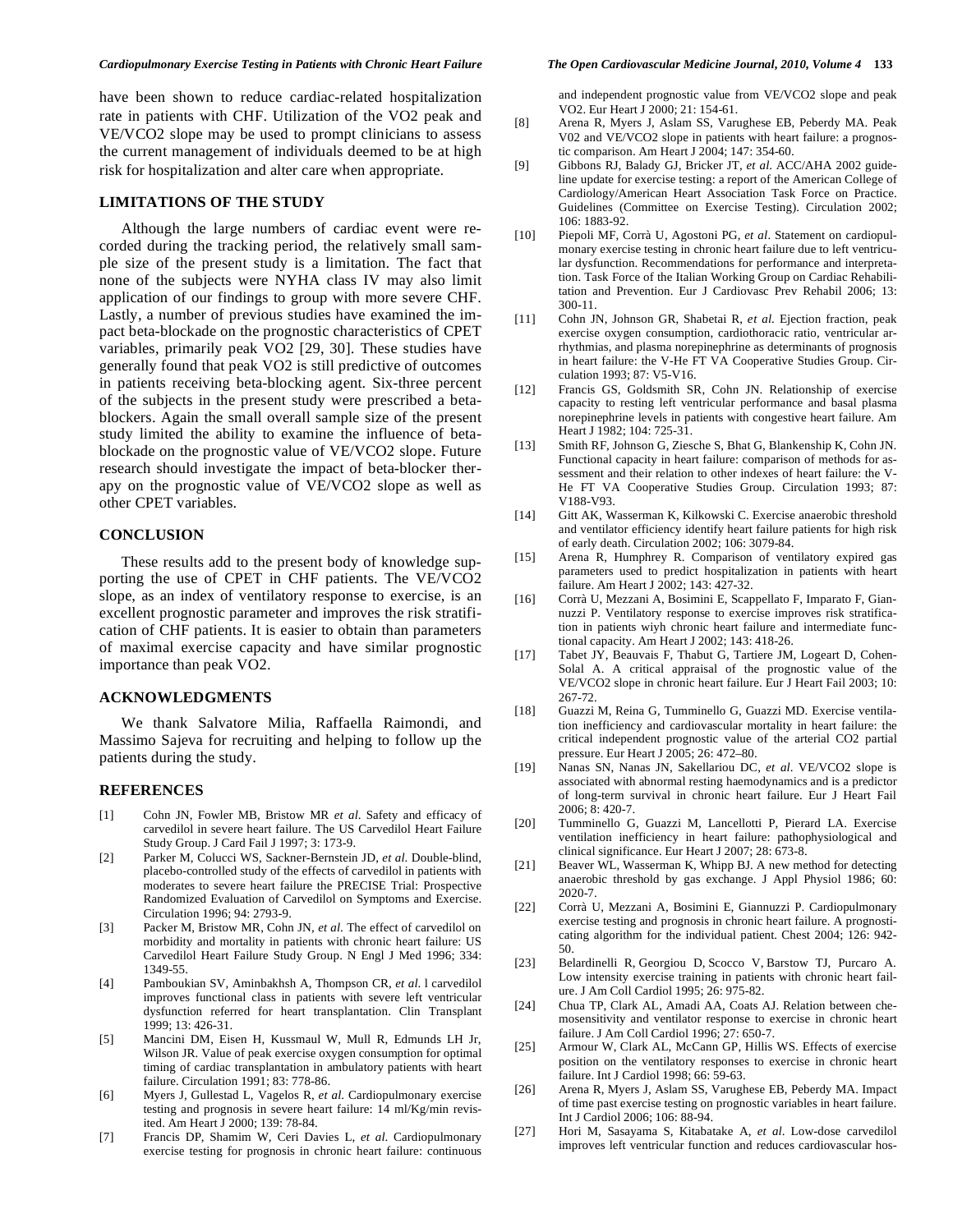have been shown to reduce cardiac-related hospitalization rate in patients with CHF. Utilization of the VO2 peak and VE/VCO2 slope may be used to prompt clinicians to assess the current management of individuals deemed to be at high risk for hospitalization and alter care when appropriate.

## LIMITATIONS OF THE STUDY

Although the large numbers of cardiac event were recorded during the tracking period, the relatively small sample size of the present study is a limitation. The fact that none of the subjects were NYHA class IV may also limit application of our findings to group with more severe CHF. Lastly, a number of previous studies have examined the impact beta-blockade on the prognostic characteristics of CPET variables, primarily peak VO2 [29, 30]. These studies have generally found that peak VO2 is still predictive of outcomes in patients receiving beta-blocking agent. Six-three percent of the subjects in the present study were prescribed a beta-blockers. Again the small overall sample size of the present study limited the ability to examine the influence of beta-blockade on the prognostic value of VE/VCO2 slope. Future research should investigate the impact of beta-blocker therapy on the prognostic value of VE/VCO2 slope as well as other CPET variables.

## CONCLUSION

These results add to the present body of knowledge supporting the use of CPET in CHF patients. The VE/VCO2 slope, as an index of ventilatory response to exercise, is an excellent prognostic parameter and improves the risk stratification of CHF patients. It is easier to obtain than parameters of maximal exercise capacity and have similar prognostic importance than peak VO2.

## ACKNOWLEDGMENTS

We thank Salvatore Milia, Raffaella Raimondi, and Massimo Sajeva for recruiting and helping to follow up the patients during the study.

## REFERENCES

[1] Cohn JN, Fowler MB, Bristow MR *et al.* Safety and efficacy of carvedilol in severe heart failure. The US Carvedilol Heart Failure Study Group. J Card Fail J 1997; 3: 173-9.

[2] Parker M, Colucci WS, Sackner-Bernstein JD, *et al.* Double-blind, placebo-controlled study of the effects of carvedilol in patients with moderates to severe heart failure the PRECISE Trial: Prospective Randomized Evaluation of Carvedilol on Symptoms and Exercise. Circulation 1996; 94: 2793-9.

[3] Packer M, Bristow MR, Cohn JN, *et al.* The effect of carvedilol on morbidity and mortality in patients with chronic heart failure: US Carvedilol Heart Failure Study Group. N Engl J Med 1996; 334: 1349-55.

[4] Pamboukian SV, Aminbakhsh A, Thompson CR, *et al.* l carvedilol improves functional class in patients with severe left ventricular dysfunction referred for heart transplantation. Clin Transplant 1999; 13: 426-31.

[5] Mancini DM, Eisen H, Kussmaul W, Mull R, Edmunds LH Jr, Wilson JR. Value of peak exercise oxygen consumption for optimal timing of cardiac transplantation in ambulatory patients with heart failure. Circulation 1991; 83: 778-86.

[6] Myers J, Gullestad L, Vagelos R, *et al.* Cardiopulmonary exercise testing and prognosis in severe heart failure: 14 ml/Kg/min revisited. Am Heart J 2000; 139: 78-84.

[7] Francis DP, Shamim W, Ceri Davies L, *et al.* Cardiopulmonary exercise testing for prognosis in chronic heart failure: continuous and independent prognostic value from VE/VCO2 slope and peak VO2. Eur Heart J 2000; 21: 154-61.

[8] Arena R, Myers J, Aslam SS, Varughese EB, Peberdy MA. Peak V02 and VE/VCO2 slope in patients with heart failure: a prognostic comparison. Am Heart J 2004; 147: 354-60.

[9] Gibbons RJ, Balady GJ, Bricker JT, *et al.* ACC/AHA 2002 guideline update for exercise testing: a report of the American College of Cardiology/American Heart Association Task Force on Practice. Guidelines (Committee on Exercise Testing). Circulation 2002; 106: 1883-92.

[10] Piepoli MF, Corrà U, Agostoni PG, *et al.* Statement on cardiopulmonary exercise testing in chronic heart failure due to left ventricular dysfunction. Recommendations for performance and interpretation. Task Force of the Italian Working Group on Cardiac Rehabilitation and Prevention. Eur J Cardiovasc Prev Rehabil 2006; 13: 300-11.

[11] Cohn JN, Johnson GR, Shabetai R, *et al.* Ejection fraction, peak exercise oxygen consumption, cardiothoracic ratio, ventricular arrhythmias, and plasma norepinephrine as determinants of prognosis in heart failure: the V-He FT VA Cooperative Studies Group. Circulation 1993; 87: V5-V16.

[12] Francis GS, Goldsmith SR, Cohn JN. Relationship of exercise capacity to resting left ventricular performance and basal plasma norepinephrine levels in patients with congestive heart failure. Am Heart J 1982; 104: 725-31.

[13] Smith RF, Johnson G, Ziesche S, Bhat G, Blankenship K, Cohn JN. Functional capacity in heart failure: comparison of methods for assessment and their relation to other indexes of heart failure: the V-He FT VA Cooperative Studies Group. Circulation 1993; 87: V188-V93.

[14] Gitt AK, Wasserman K, Kilkowski C. Exercise anaerobic threshold and ventilator efficiency identify heart failure patients for high risk of early death. Circulation 2002; 106: 3079-84.

[15] Arena R, Humphrey R. Comparison of ventilatory expired gas parameters used to predict hospitalization in patients with heart failure. Am Heart J 2002; 143: 427-32.

[16] Corrà U, Mezzani A, Bosimini E, Scappellato F, Imparato F, Giannuzzi P. Ventilatory response to exercise improves risk stratification in patients wiyh chronic heart failure and intermediate functional capacity. Am Heart J 2002; 143: 418-26.

[17] Tabet JY, Beauvais F, Thabut G, Tartiere JM, Logeart D, Cohen-Solal A. A critical appraisal of the prognostic value of the VE/VCO2 slope in chronic heart failure. Eur J Heart Fail 2003; 10: 267-72.

[18] Guazzi M, Reina G, Tumminello G, Guazzi MD. Exercise ventilation inefficiency and cardiovascular mortality in heart failure: the critical independent prognostic value of the arterial CO2 partial pressure. Eur Heart J 2005; 26: 472–80.

[19] Nanas SN, Nanas JN, Sakellariou DC, *et al.* VE/VCO2 slope is associated with abnormal resting haemodynamics and is a predictor of long-term survival in chronic heart failure. Eur J Heart Fail 2006; 8: 420-7.

[20] Tumminello G, Guazzi M, Lancellotti P, Pierard LA. Exercise ventilation inefficiency in heart failure: pathophysiological and clinical significance. Eur Heart J 2007; 28: 673-8.

[21] Beaver WL, Wasserman K, Whipp BJ. A new method for detecting anaerobic threshold by gas exchange. J Appl Physiol 1986; 60: 2020-7.

[22] Corrà U, Mezzani A, Bosimini E, Giannuzzi P. Cardiopulmonary exercise testing and prognosis in chronic heart failure. A prognosticating algorithm for the individual patient. Chest 2004; 126: 942-50.

[23] Belardinelli R, Georgiou D, Scocco V, Barstow TJ, Purcaro A. Low intensity exercise training in patients with chronic heart failure. J Am Coll Cardiol 1995; 26: 975-82.

[24] Chua TP, Clark AL, Amadi AA, Coats AJ. Relation between chemosensitivity and ventilator response to exercise in chronic heart failure. J Am Coll Cardiol 1996; 27: 650-7.

[25] Armour W, Clark AL, McCann GP, Hillis WS. Effects of exercise position on the ventilatory responses to exercise in chronic heart failure. Int J Cardiol 1998; 66: 59-63.

[26] Arena R, Myers J, Aslam SS, Varughese EB, Peberdy MA. Impact of time past exercise testing on prognostic variables in heart failure. Int J Cardiol 2006; 106: 88-94.

[27] Hori M, Sasayama S, Kitabatake A, *et al.* Low-dose carvedilol improves left ventricular function and reduces cardiovascular hos-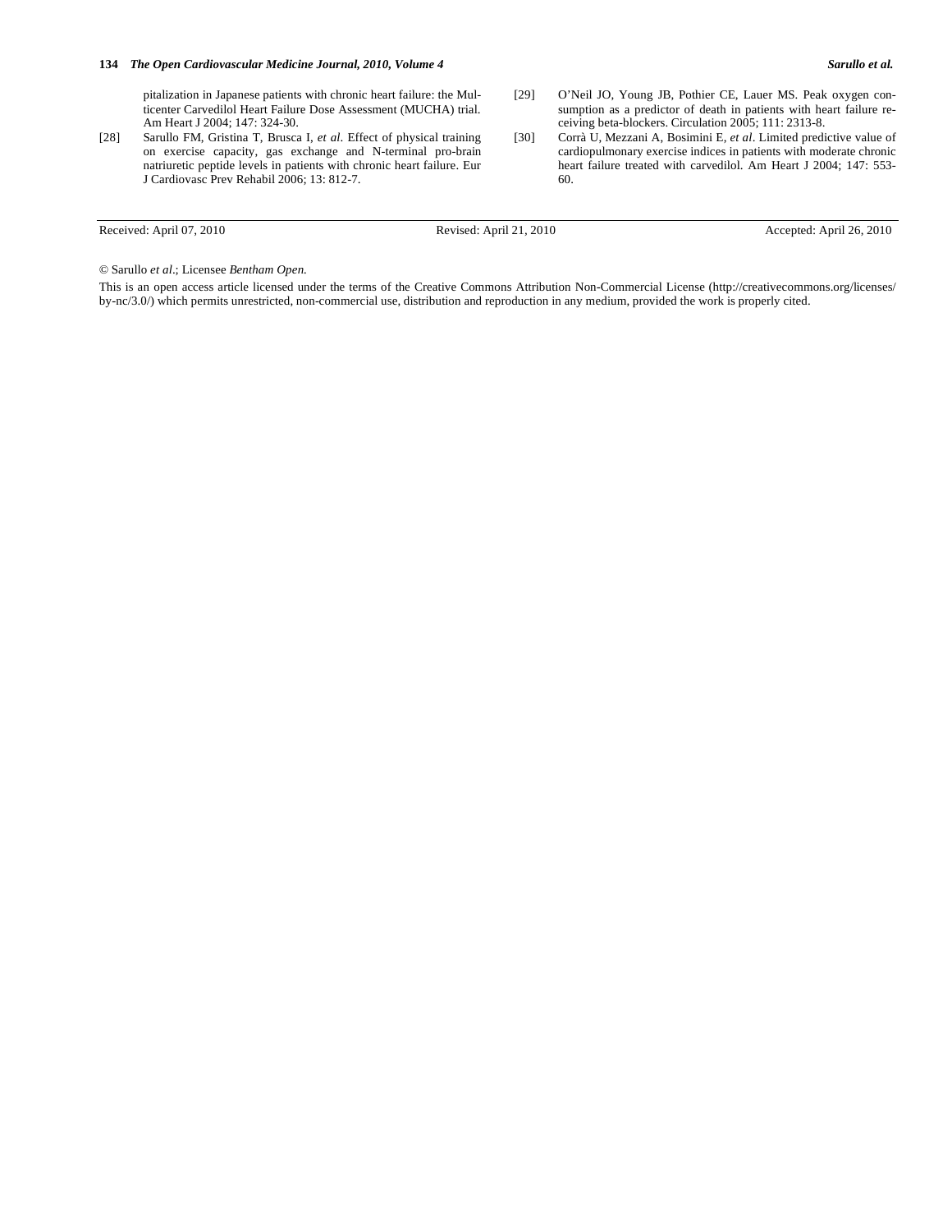pitalization in Japanese patients with chronic heart failure: the Multicenter Carvedilol Heart Failure Dose Assessment (MUCHA) trial. Am Heart J 2004; 147: 324-30.

[28] Sarullo FM, Gristina T, Brusca I, *et al*. Effect of physical training on exercise capacity, gas exchange and N-terminal pro-brain natriuretic peptide levels in patients with chronic heart failure. Eur J Cardiovasc Prev Rehabil 2006; 13: 812-7.

[29] O'Neil JO, Young JB, Pothier CE, Lauer MS. Peak oxygen consumption as a predictor of death in patients with heart failure receiving beta-blockers. Circulation 2005; 111: 2313-8.

[30] Corrà U, Mezzani A, Bosimini E, *et al*. Limited predictive value of cardiopulmonary exercise indices in patients with moderate chronic heart failure treated with carvedilol. Am Heart J 2004; 147: 553-60.

Received: April 07, 2010 Revised: April 21, 2010 Accepted: April 26, 2010

© Sarullo *et al*.; Licensee *Bentham Open.*

This is an open access article licensed under the terms of the Creative Commons Attribution Non-Commercial License (http://creativecommons.org/licenses/by-nc/3.0/) which permits unrestricted, non-commercial use, distribution and reproduction in any medium, provided the work is properly cited.